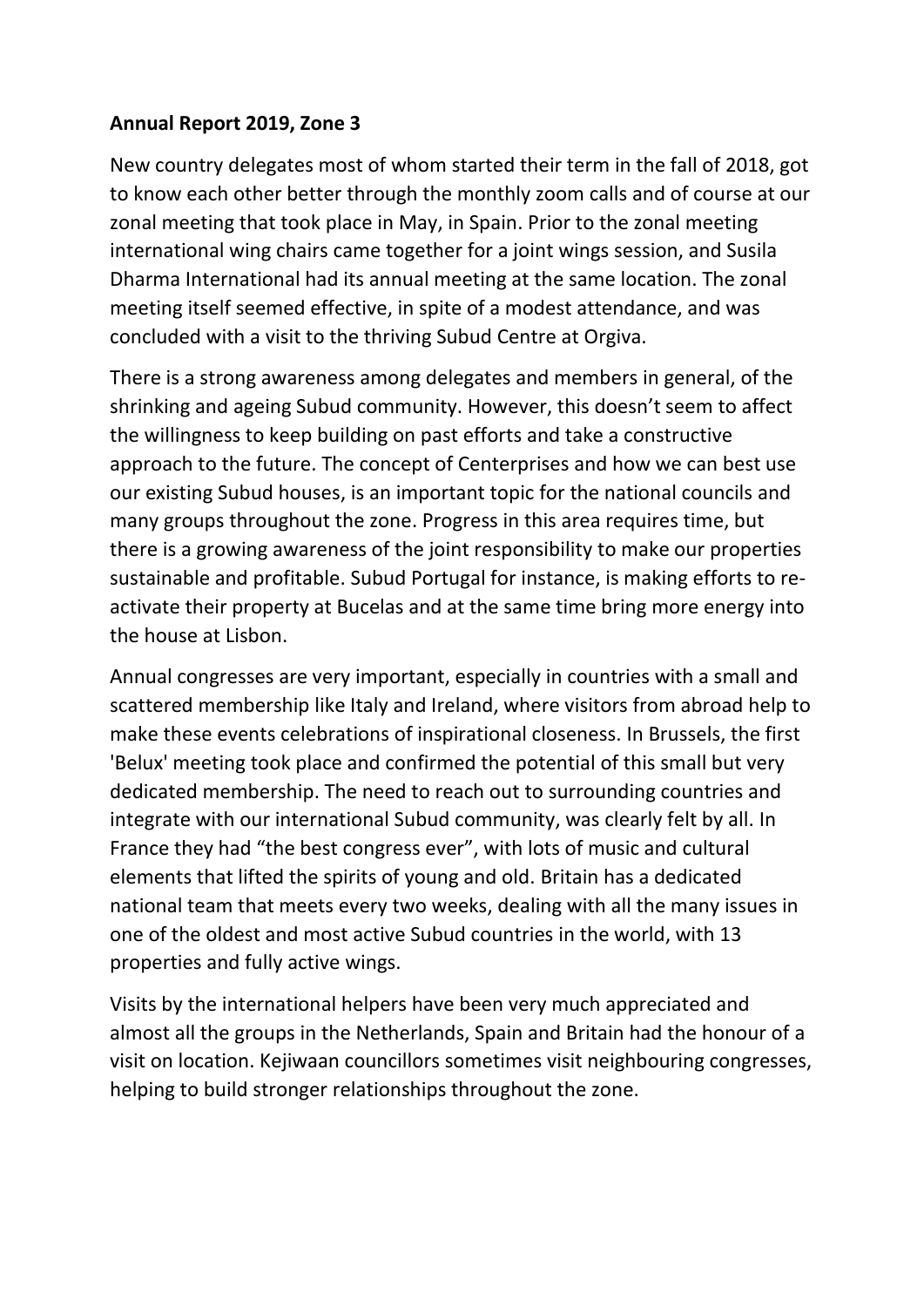**Annual Report 2019, Zone 3**

New country delegates most of whom started their term in the fall of 2018, got to know each other better through the monthly zoom calls and of course at our zonal meeting that took place in May, in Spain. Prior to the zonal meeting international wing chairs came together for a joint wings session, and Susila Dharma International had its annual meeting at the same location. The zonal meeting itself seemed effective, in spite of a modest attendance, and was concluded with a visit to the thriving Subud Centre at Orgiva.

There is a strong awareness among delegates and members in general, of the shrinking and ageing Subud community. However, this doesn't seem to affect the willingness to keep building on past efforts and take a constructive approach to the future. The concept of Centerprises and how we can best use our existing Subud houses, is an important topic for the national councils and many groups throughout the zone. Progress in this area requires time, but there is a growing awareness of the joint responsibility to make our properties sustainable and profitable. Subud Portugal for instance, is making efforts to re-activate their property at Bucelas and at the same time bring more energy into the house at Lisbon.

Annual congresses are very important, especially in countries with a small and scattered membership like Italy and Ireland, where visitors from abroad help to make these events celebrations of inspirational closeness. In Brussels, the first 'Belux' meeting took place and confirmed the potential of this small but very dedicated membership. The need to reach out to surrounding countries and integrate with our international Subud community, was clearly felt by all. In France they had "the best congress ever", with lots of music and cultural elements that lifted the spirits of young and old. Britain has a dedicated national team that meets every two weeks, dealing with all the many issues in one of the oldest and most active Subud countries in the world, with 13 properties and fully active wings.

Visits by the international helpers have been very much appreciated and almost all the groups in the Netherlands, Spain and Britain had the honour of a visit on location. Kejiwaan councillors sometimes visit neighbouring congresses, helping to build stronger relationships throughout the zone.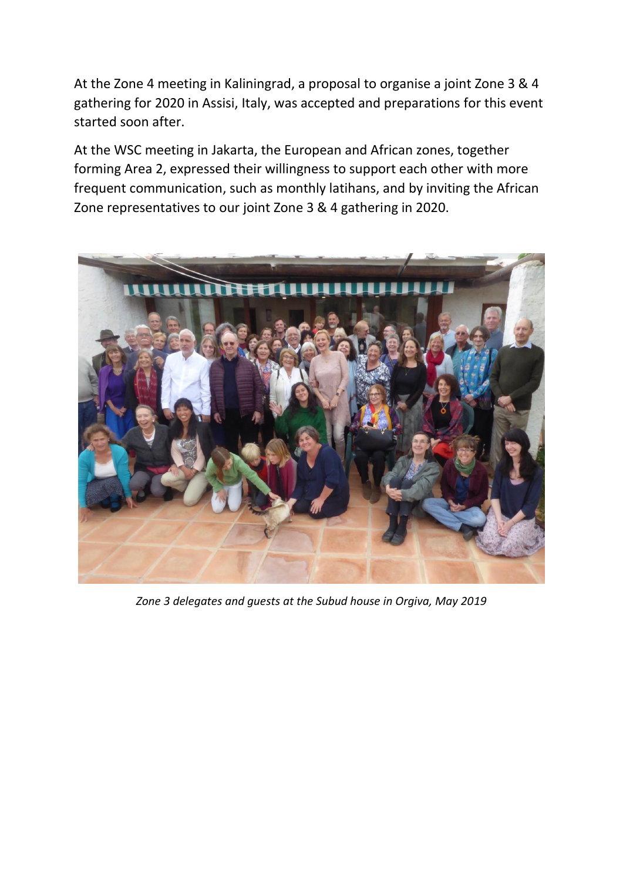At the Zone 4 meeting in Kaliningrad, a proposal to organise a joint Zone 3 & 4 gathering for 2020 in Assisi, Italy, was accepted and preparations for this event started soon after.

At the WSC meeting in Jakarta, the European and African zones, together forming Area 2, expressed their willingness to support each other with more frequent communication, such as monthly latihans, and by inviting the African Zone representatives to our joint Zone 3 & 4 gathering in 2020.

*Zone 3 delegates and guests at the Subud house in Orgiva, May 2019*